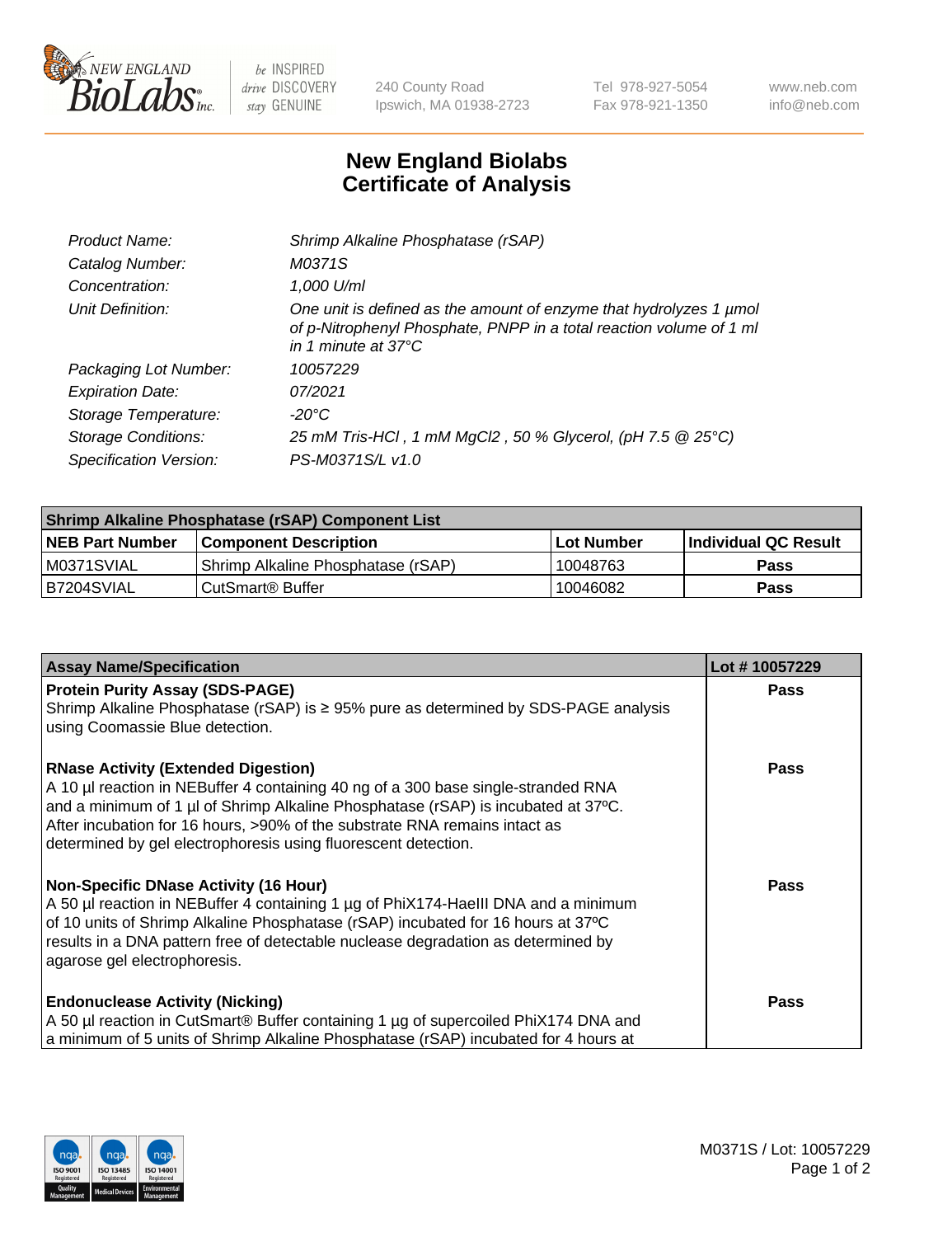240 County Road
Ipswich, MA 01938-2723

Tel 978-927-5054
Fax 978-921-1350

www.neb.com
info@neb.com

# New England Biolabs
# Certificate of Analysis

| | |
|---|---|
| *Product Name:* | *Shrimp Alkaline Phosphatase (rSAP)* |
| *Catalog Number:* | *M0371S* |
| *Concentration:* | *1,000 U/ml* |
| *Unit Definition:* | *One unit is defined as the amount of enzyme that hydrolyzes 1 µmol of p-Nitrophenyl Phosphate, PNPP in a total reaction volume of 1 ml in 1 minute at 37°C* |
| *Packaging Lot Number:* | *10057229* |
| *Expiration Date:* | *07/2021* |
| *Storage Temperature:* | *-20°C* |
| *Storage Conditions:* | *25 mM Tris-HCl , 1 mM MgCl2 , 50 % Glycerol, (pH 7.5 @ 25°C)* |
| *Specification Version:* | *PS-M0371S/L v1.0* |

| Shrimp Alkaline Phosphatase (rSAP) Component List | | | |
|---|---|---|---|
| **NEB Part Number** | **Component Description** | **Lot Number** | **Individual QC Result** |
| M0371SVIAL | Shrimp Alkaline Phosphatase (rSAP) | 10048763 | **Pass** |
| B7204SVIAL | CutSmart® Buffer | 10046082 | **Pass** |

| Assay Name/Specification | Lot # 10057229 |
|---|---|
| **Protein Purity Assay (SDS-PAGE)**<br>Shrimp Alkaline Phosphatase (rSAP) is ≥ 95% pure as determined by SDS-PAGE analysis using Coomassie Blue detection. | **Pass** |
| **RNase Activity (Extended Digestion)**<br>A 10 µl reaction in NEBuffer 4 containing 40 ng of a 300 base single-stranded RNA and a minimum of 1 µl of Shrimp Alkaline Phosphatase (rSAP) is incubated at 37ºC. After incubation for 16 hours, >90% of the substrate RNA remains intact as determined by gel electrophoresis using fluorescent detection. | **Pass** |
| **Non-Specific DNase Activity (16 Hour)**<br>A 50 µl reaction in NEBuffer 4 containing 1 µg of PhiX174-HaeIII DNA and a minimum of 10 units of Shrimp Alkaline Phosphatase (rSAP) incubated for 16 hours at 37ºC results in a DNA pattern free of detectable nuclease degradation as determined by agarose gel electrophoresis. | **Pass** |
| **Endonuclease Activity (Nicking)**<br>A 50 µl reaction in CutSmart® Buffer containing 1 µg of supercoiled PhiX174 DNA and a minimum of 5 units of Shrimp Alkaline Phosphatase (rSAP) incubated for 4 hours at | **Pass** |

M0371S / Lot: 10057229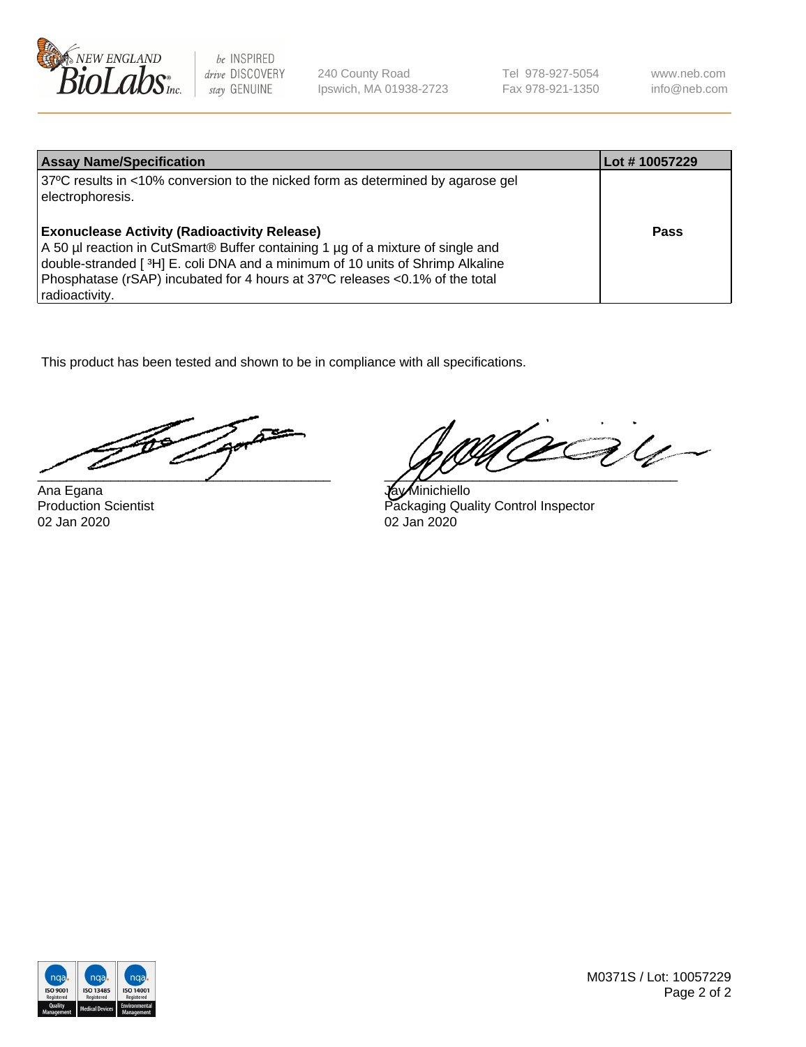| Assay Name/Specification | Lot # 10057229 |
|---|---|
| 37ºC results in <10% conversion to the nicked form as determined by agarose gel electrophoresis. | |
| **Exonuclease Activity (Radioactivity Release)**<br>A 50 µl reaction in CutSmart® Buffer containing 1 µg of a mixture of single and double-stranded [ $^{3}H$] E. coli DNA and a minimum of 10 units of Shrimp Alkaline Phosphatase (rSAP) incubated for 4 hours at 37ºC releases <0.1% of the total radioactivity. | **Pass** |

This product has been tested and shown to be in compliance with all specifications.

Ana Egana
Production Scientist
02 Jan 2020

Jay Minichiello
Packaging Quality Control Inspector
02 Jan 2020

M0371S / Lot: 10057229